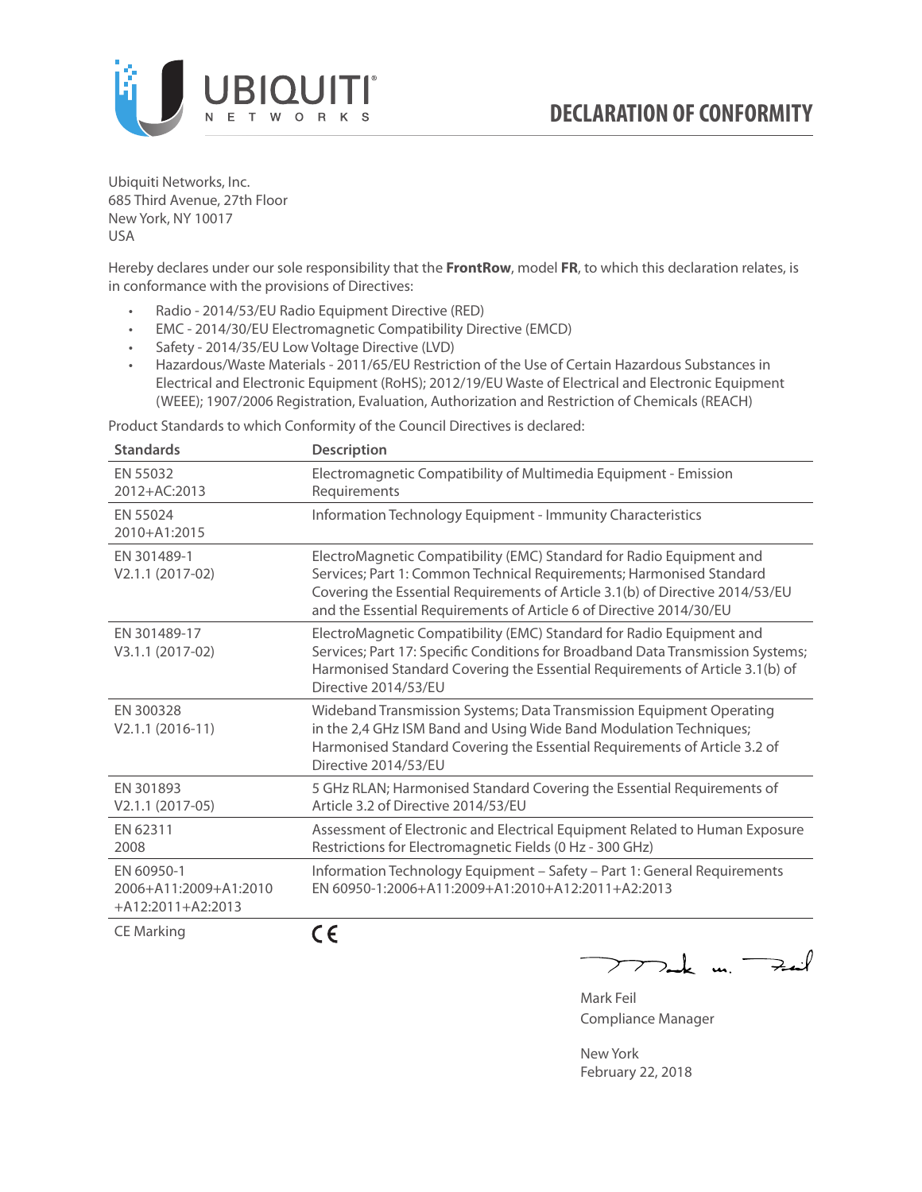# DECLARATION OF CONFORMITY

Ubiquiti Networks, Inc.
685 Third Avenue, 27th Floor
New York, NY 10017
USA

Hereby declares under our sole responsibility that the **FrontRow**, model **FR**, to which this declaration relates, is in conformance with the provisions of Directives:

- Radio - 2014/53/EU Radio Equipment Directive (RED)
- EMC - 2014/30/EU Electromagnetic Compatibility Directive (EMCD)
- Safety - 2014/35/EU Low Voltage Directive (LVD)
- Hazardous/Waste Materials - 2011/65/EU Restriction of the Use of Certain Hazardous Substances in Electrical and Electronic Equipment (RoHS); 2012/19/EU Waste of Electrical and Electronic Equipment (WEEE); 1907/2006 Registration, Evaluation, Authorization and Restriction of Chemicals (REACH)

Product Standards to which Conformity of the Council Directives is declared:

| Standards | Description |
|---|---|
| EN 55032 2012+AC:2013 | Electromagnetic Compatibility of Multimedia Equipment - Emission Requirements |
| EN 55024 2010+A1:2015 | Information Technology Equipment - Immunity Characteristics |
| EN 301489-1 V2.1.1 (2017-02) | ElectroMagnetic Compatibility (EMC) Standard for Radio Equipment and Services; Part 1: Common Technical Requirements; Harmonised Standard Covering the Essential Requirements of Article 3.1(b) of Directive 2014/53/EU and the Essential Requirements of Article 6 of Directive 2014/30/EU |
| EN 301489-17 V3.1.1 (2017-02) | ElectroMagnetic Compatibility (EMC) Standard for Radio Equipment and Services; Part 17: Specific Conditions for Broadband Data Transmission Systems; Harmonised Standard Covering the Essential Requirements of Article 3.1(b) of Directive 2014/53/EU |
| EN 300328 V2.1.1 (2016-11) | Wideband Transmission Systems; Data Transmission Equipment Operating in the 2,4 GHz ISM Band and Using Wide Band Modulation Techniques; Harmonised Standard Covering the Essential Requirements of Article 3.2 of Directive 2014/53/EU |
| EN 301893 V2.1.1 (2017-05) | 5 GHz RLAN; Harmonised Standard Covering the Essential Requirements of Article 3.2 of Directive 2014/53/EU |
| EN 62311 2008 | Assessment of Electronic and Electrical Equipment Related to Human Exposure Restrictions for Electromagnetic Fields (0 Hz - 300 GHz) |
| EN 60950-1 2006+A11:2009+A1:2010 +A12:2011+A2:2013 | Information Technology Equipment – Safety – Part 1: General Requirements EN 60950-1:2006+A11:2009+A1:2010+A12:2011+A2:2013 |
| CE Marking | CE |

Mark Feil
Compliance Manager

New York
February 22, 2018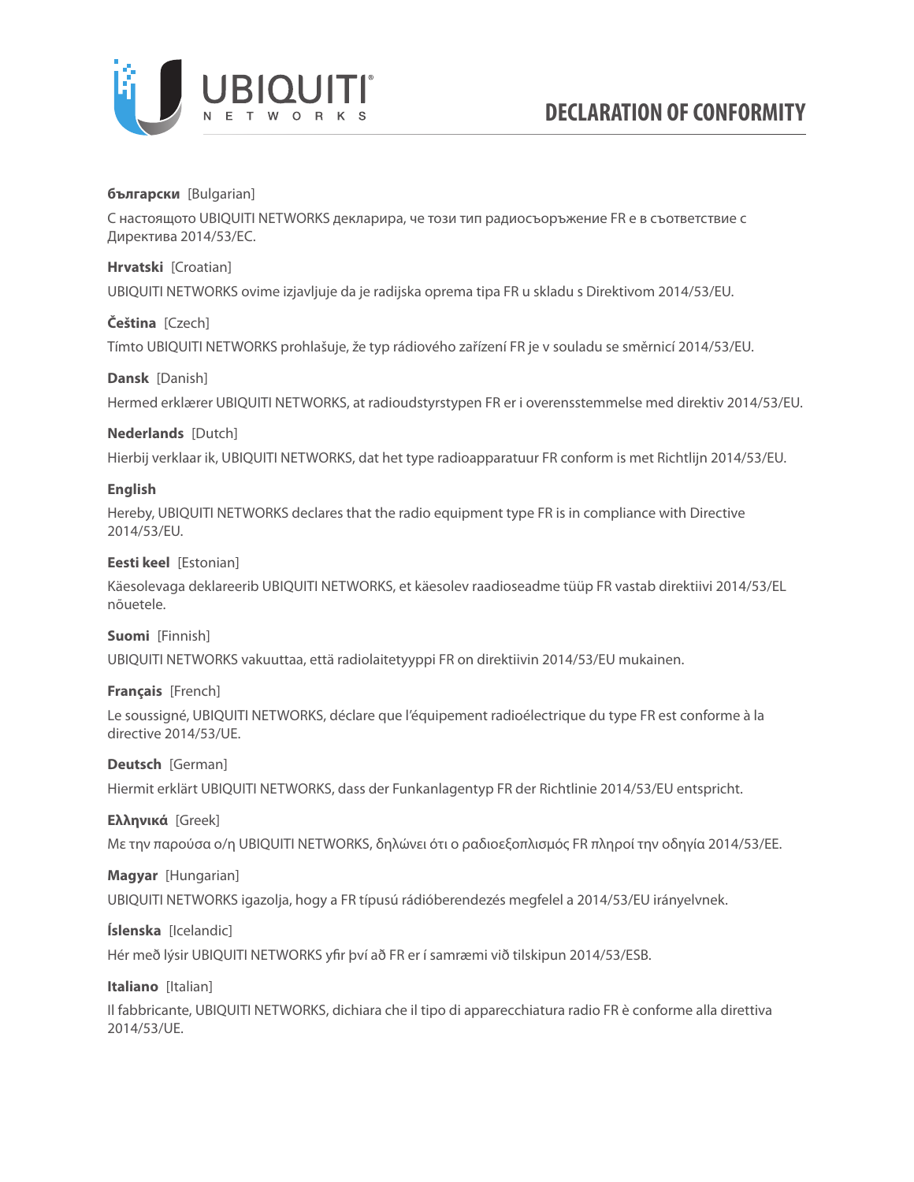# DECLARATION OF CONFORMITY

**български** [Bulgarian]

С настоящото UBIQUITI NETWORKS декларира, че този тип радиосъоръжение FR е в съответствие с Директива 2014/53/ЕС.

**Hrvatski** [Croatian]

UBIQUITI NETWORKS ovime izjavljuje da je radijska oprema tipa FR u skladu s Direktivom 2014/53/EU.

**Čeština** [Czech]

Tímto UBIQUITI NETWORKS prohlašuje, že typ rádiového zařízení FR je v souladu se směrnicí 2014/53/EU.

**Dansk** [Danish]

Hermed erklærer UBIQUITI NETWORKS, at radioudstyrstypen FR er i overensstemmelse med direktiv 2014/53/EU.

**Nederlands** [Dutch]

Hierbij verklaar ik, UBIQUITI NETWORKS, dat het type radioapparatuur FR conform is met Richtlijn 2014/53/EU.

**English**

Hereby, UBIQUITI NETWORKS declares that the radio equipment type FR is in compliance with Directive 2014/53/EU.

**Eesti keel** [Estonian]

Käesolevaga deklareerib UBIQUITI NETWORKS, et käesolev raadioseadme tüüp FR vastab direktiivi 2014/53/EL nõuetele.

**Suomi** [Finnish]

UBIQUITI NETWORKS vakuuttaa, että radiolaitetyyppi FR on direktiivin 2014/53/EU mukainen.

**Français** [French]

Le soussigné, UBIQUITI NETWORKS, déclare que l'équipement radioélectrique du type FR est conforme à la directive 2014/53/UE.

**Deutsch** [German]

Hiermit erklärt UBIQUITI NETWORKS, dass der Funkanlagentyp FR der Richtlinie 2014/53/EU entspricht.

**Ελληνικά** [Greek]

Με την παρούσα ο/η UBIQUITI NETWORKS, δηλώνει ότι ο ραδιοεξοπλισμός FR πληροί την οδηγία 2014/53/ΕΕ.

**Magyar** [Hungarian]

UBIQUITI NETWORKS igazolja, hogy a FR típusú rádióberendezés megfelel a 2014/53/EU irányelvnek.

**Íslenska** [Icelandic]

Hér með lýsir UBIQUITI NETWORKS yfir því að FR er í samræmi við tilskipun 2014/53/ESB.

**Italiano** [Italian]

Il fabbricante, UBIQUITI NETWORKS, dichiara che il tipo di apparecchiatura radio FR è conforme alla direttiva 2014/53/UE.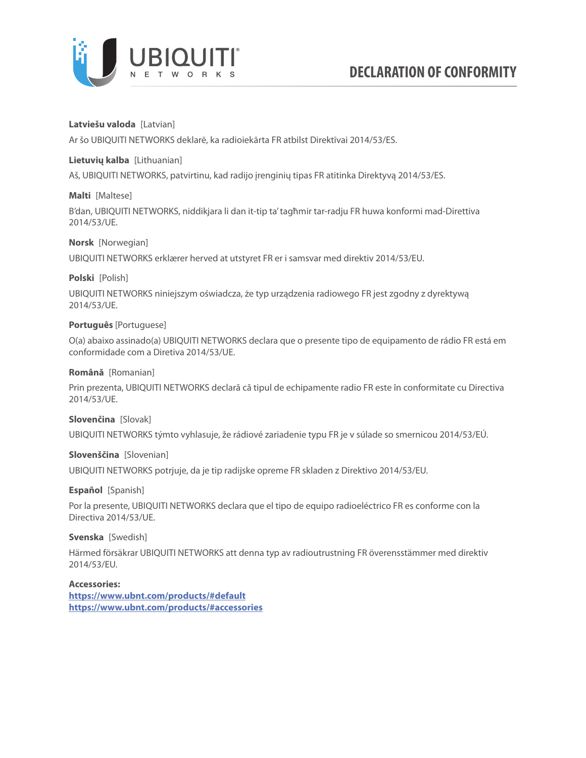**Latviešu valoda** [Latvian]

Ar šo UBIQUITI NETWORKS deklarē, ka radioiekārta FR atbilst Direktīvai 2014/53/ES.

**Lietuvių kalba** [Lithuanian]

Aš, UBIQUITI NETWORKS, patvirtinu, kad radijo įrenginių tipas FR atitinka Direktyvą 2014/53/ES.

**Malti** [Maltese]

B'dan, UBIQUITI NETWORKS, niddikjara li dan it-tip ta' tagħmir tar-radju FR huwa konformi mad-Direttiva 2014/53/UE.

**Norsk** [Norwegian]

UBIQUITI NETWORKS erklærer herved at utstyret FR er i samsvar med direktiv 2014/53/EU.

**Polski** [Polish]

UBIQUITI NETWORKS niniejszym oświadcza, że typ urządzenia radiowego FR jest zgodny z dyrektywą 2014/53/UE.

**Português** [Portuguese]

O(a) abaixo assinado(a) UBIQUITI NETWORKS declara que o presente tipo de equipamento de rádio FR está em conformidade com a Diretiva 2014/53/UE.

**Română** [Romanian]

Prin prezenta, UBIQUITI NETWORKS declară că tipul de echipamente radio FR este în conformitate cu Directiva 2014/53/UE.

**Slovenčina** [Slovak]

UBIQUITI NETWORKS týmto vyhlasuje, že rádiové zariadenie typu FR je v súlade so smernicou 2014/53/EÚ.

**Slovenščina** [Slovenian]

UBIQUITI NETWORKS potrjuje, da je tip radijske opreme FR skladen z Direktivo 2014/53/EU.

**Español** [Spanish]

Por la presente, UBIQUITI NETWORKS declara que el tipo de equipo radioeléctrico FR es conforme con la Directiva 2014/53/UE.

**Svenska** [Swedish]

Härmed försäkrar UBIQUITI NETWORKS att denna typ av radioutrustning FR överensstämmer med direktiv 2014/53/EU.

**Accessories:**
**https://www.ubnt.com/products/#default**
**https://www.ubnt.com/products/#accessories**